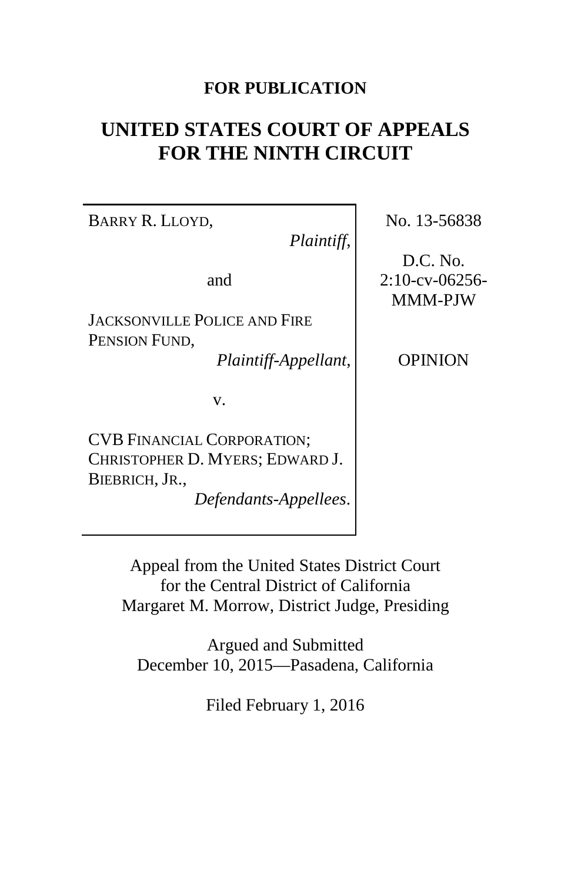**FOR PUBLICATION**

# UNITED STATES COURT OF APPEALS FOR THE NINTH CIRCUIT

BARRY R. LLOYD,
*Plaintiff*,

and

JACKSONVILLE POLICE AND FIRE PENSION FUND,
*Plaintiff-Appellant*,

v.

CVB FINANCIAL CORPORATION; CHRISTOPHER D. MYERS; EDWARD J. BIEBRICH, JR.,
*Defendants-Appellees*.

No. 13-56838

D.C. No. 2:10-cv-06256-MMM-PJW

OPINION

Appeal from the United States District Court for the Central District of California
Margaret M. Morrow, District Judge, Presiding

Argued and Submitted
December 10, 2015—Pasadena, California

Filed February 1, 2016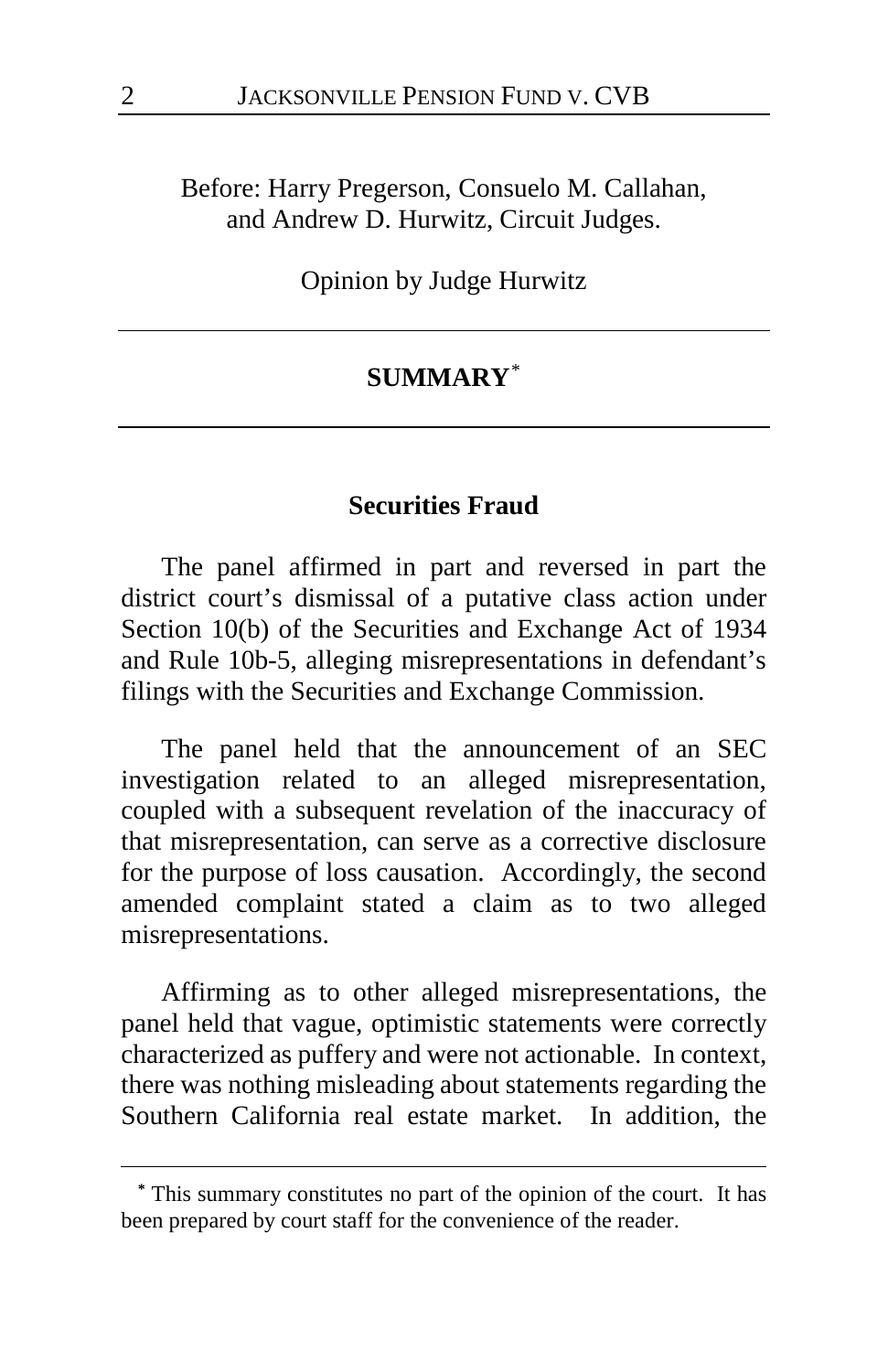Before: Harry Pregerson, Consuelo M. Callahan, and Andrew D. Hurwitz, Circuit Judges.

Opinion by Judge Hurwitz

## SUMMARY[*]

### Securities Fraud

The panel affirmed in part and reversed in part the district court's dismissal of a putative class action under Section 10(b) of the Securities and Exchange Act of 1934 and Rule 10b-5, alleging misrepresentations in defendant's filings with the Securities and Exchange Commission.

The panel held that the announcement of an SEC investigation related to an alleged misrepresentation, coupled with a subsequent revelation of the inaccuracy of that misrepresentation, can serve as a corrective disclosure for the purpose of loss causation. Accordingly, the second amended complaint stated a claim as to two alleged misrepresentations.

Affirming as to other alleged misrepresentations, the panel held that vague, optimistic statements were correctly characterized as puffery and were not actionable. In context, there was nothing misleading about statements regarding the Southern California real estate market. In addition, the

---

[*] This summary constitutes no part of the opinion of the court. It has been prepared by court staff for the convenience of the reader.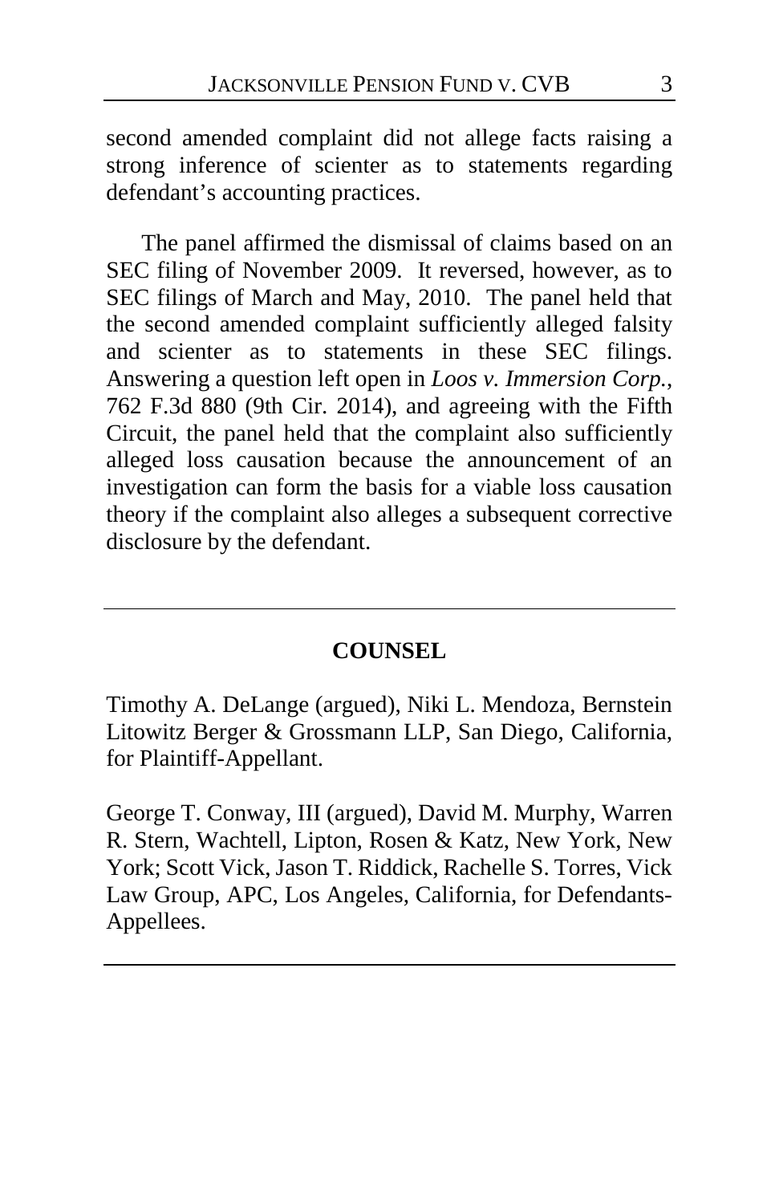second amended complaint did not allege facts raising a strong inference of scienter as to statements regarding defendant's accounting practices.

The panel affirmed the dismissal of claims based on an SEC filing of November 2009. It reversed, however, as to SEC filings of March and May, 2010. The panel held that the second amended complaint sufficiently alleged falsity and scienter as to statements in these SEC filings. Answering a question left open in *Loos v. Immersion Corp.*, 762 F.3d 880 (9th Cir. 2014), and agreeing with the Fifth Circuit, the panel held that the complaint also sufficiently alleged loss causation because the announcement of an investigation can form the basis for a viable loss causation theory if the complaint also alleges a subsequent corrective disclosure by the defendant.

---

## COUNSEL

Timothy A. DeLange (argued), Niki L. Mendoza, Bernstein Litowitz Berger & Grossmann LLP, San Diego, California, for Plaintiff-Appellant.

George T. Conway, III (argued), David M. Murphy, Warren R. Stern, Wachtell, Lipton, Rosen & Katz, New York, New York; Scott Vick, Jason T. Riddick, Rachelle S. Torres, Vick Law Group, APC, Los Angeles, California, for Defendants-Appellees.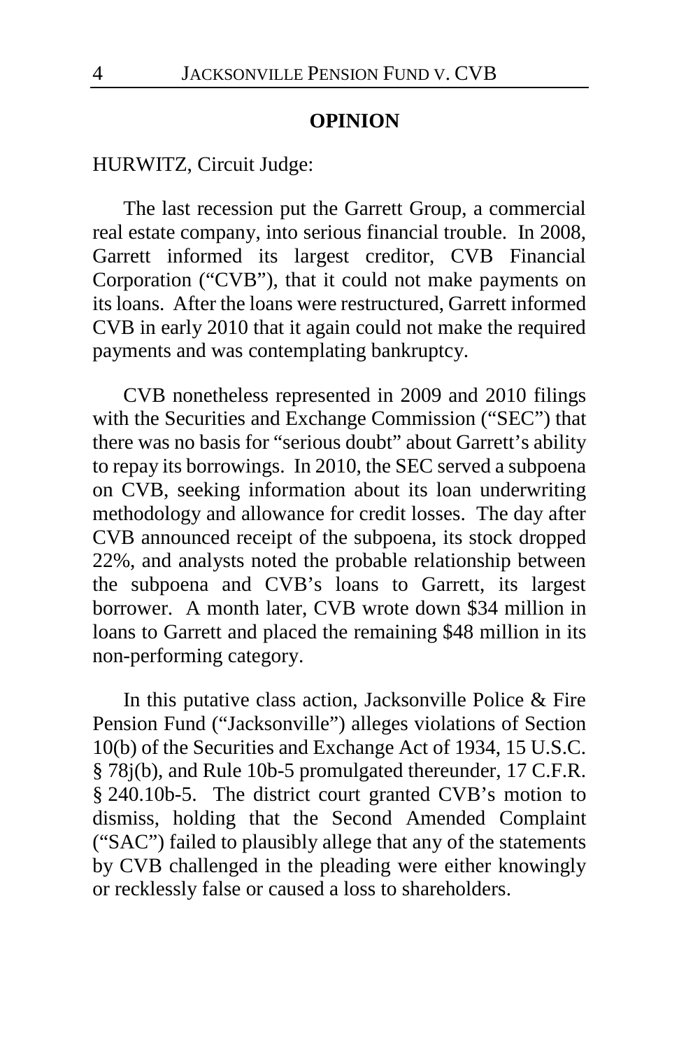## OPINION

HURWITZ, Circuit Judge:

The last recession put the Garrett Group, a commercial real estate company, into serious financial trouble. In 2008, Garrett informed its largest creditor, CVB Financial Corporation ("CVB"), that it could not make payments on its loans. After the loans were restructured, Garrett informed CVB in early 2010 that it again could not make the required payments and was contemplating bankruptcy.

CVB nonetheless represented in 2009 and 2010 filings with the Securities and Exchange Commission ("SEC") that there was no basis for "serious doubt" about Garrett's ability to repay its borrowings. In 2010, the SEC served a subpoena on CVB, seeking information about its loan underwriting methodology and allowance for credit losses. The day after CVB announced receipt of the subpoena, its stock dropped 22%, and analysts noted the probable relationship between the subpoena and CVB's loans to Garrett, its largest borrower. A month later, CVB wrote down $34 million in loans to Garrett and placed the remaining $48 million in its non-performing category.

In this putative class action, Jacksonville Police & Fire Pension Fund ("Jacksonville") alleges violations of Section 10(b) of the Securities and Exchange Act of 1934, 15 U.S.C. § 78j(b), and Rule 10b-5 promulgated thereunder, 17 C.F.R. § 240.10b-5. The district court granted CVB's motion to dismiss, holding that the Second Amended Complaint ("SAC") failed to plausibly allege that any of the statements by CVB challenged in the pleading were either knowingly or recklessly false or caused a loss to shareholders.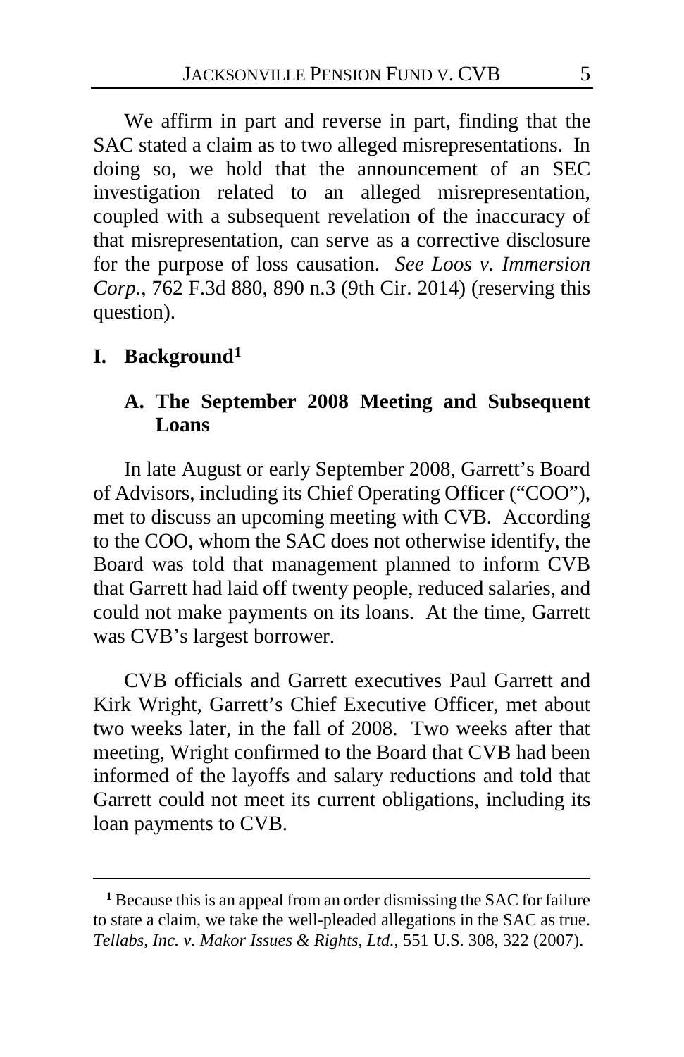We affirm in part and reverse in part, finding that the SAC stated a claim as to two alleged misrepresentations. In doing so, we hold that the announcement of an SEC investigation related to an alleged misrepresentation, coupled with a subsequent revelation of the inaccuracy of that misrepresentation, can serve as a corrective disclosure for the purpose of loss causation. *See Loos v. Immersion Corp.*, 762 F.3d 880, 890 n.3 (9th Cir. 2014) (reserving this question).

## I. Background[1]

### A. The September 2008 Meeting and Subsequent Loans

In late August or early September 2008, Garrett's Board of Advisors, including its Chief Operating Officer ("COO"), met to discuss an upcoming meeting with CVB. According to the COO, whom the SAC does not otherwise identify, the Board was told that management planned to inform CVB that Garrett had laid off twenty people, reduced salaries, and could not make payments on its loans. At the time, Garrett was CVB's largest borrower.

CVB officials and Garrett executives Paul Garrett and Kirk Wright, Garrett's Chief Executive Officer, met about two weeks later, in the fall of 2008. Two weeks after that meeting, Wright confirmed to the Board that CVB had been informed of the layoffs and salary reductions and told that Garrett could not meet its current obligations, including its loan payments to CVB.

---

[1] Because this is an appeal from an order dismissing the SAC for failure to state a claim, we take the well-pleaded allegations in the SAC as true. *Tellabs, Inc. v. Makor Issues & Rights, Ltd.*, 551 U.S. 308, 322 (2007).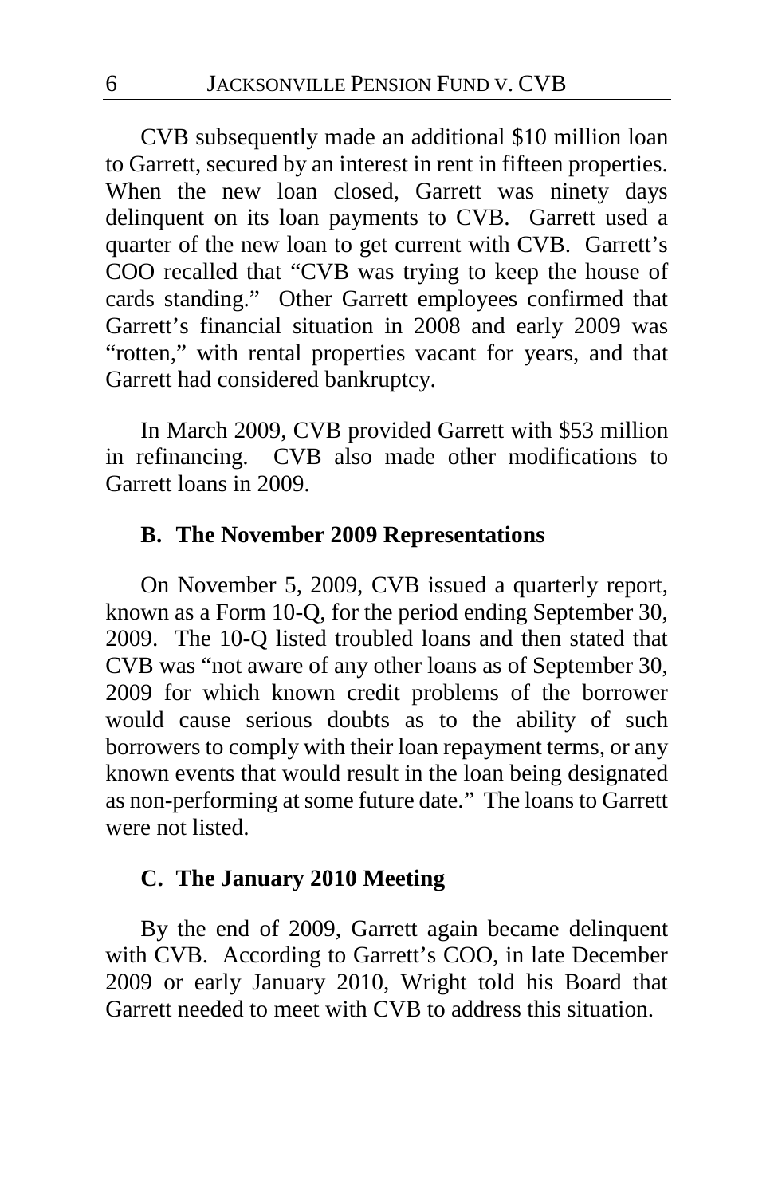CVB subsequently made an additional $10 million loan to Garrett, secured by an interest in rent in fifteen properties. When the new loan closed, Garrett was ninety days delinquent on its loan payments to CVB. Garrett used a quarter of the new loan to get current with CVB. Garrett's COO recalled that "CVB was trying to keep the house of cards standing." Other Garrett employees confirmed that Garrett's financial situation in 2008 and early 2009 was "rotten," with rental properties vacant for years, and that Garrett had considered bankruptcy.

In March 2009, CVB provided Garrett with $53 million in refinancing. CVB also made other modifications to Garrett loans in 2009.

### B. The November 2009 Representations

On November 5, 2009, CVB issued a quarterly report, known as a Form 10-Q, for the period ending September 30, 2009. The 10-Q listed troubled loans and then stated that CVB was "not aware of any other loans as of September 30, 2009 for which known credit problems of the borrower would cause serious doubts as to the ability of such borrowers to comply with their loan repayment terms, or any known events that would result in the loan being designated as non-performing at some future date." The loans to Garrett were not listed.

### C. The January 2010 Meeting

By the end of 2009, Garrett again became delinquent with CVB. According to Garrett's COO, in late December 2009 or early January 2010, Wright told his Board that Garrett needed to meet with CVB to address this situation.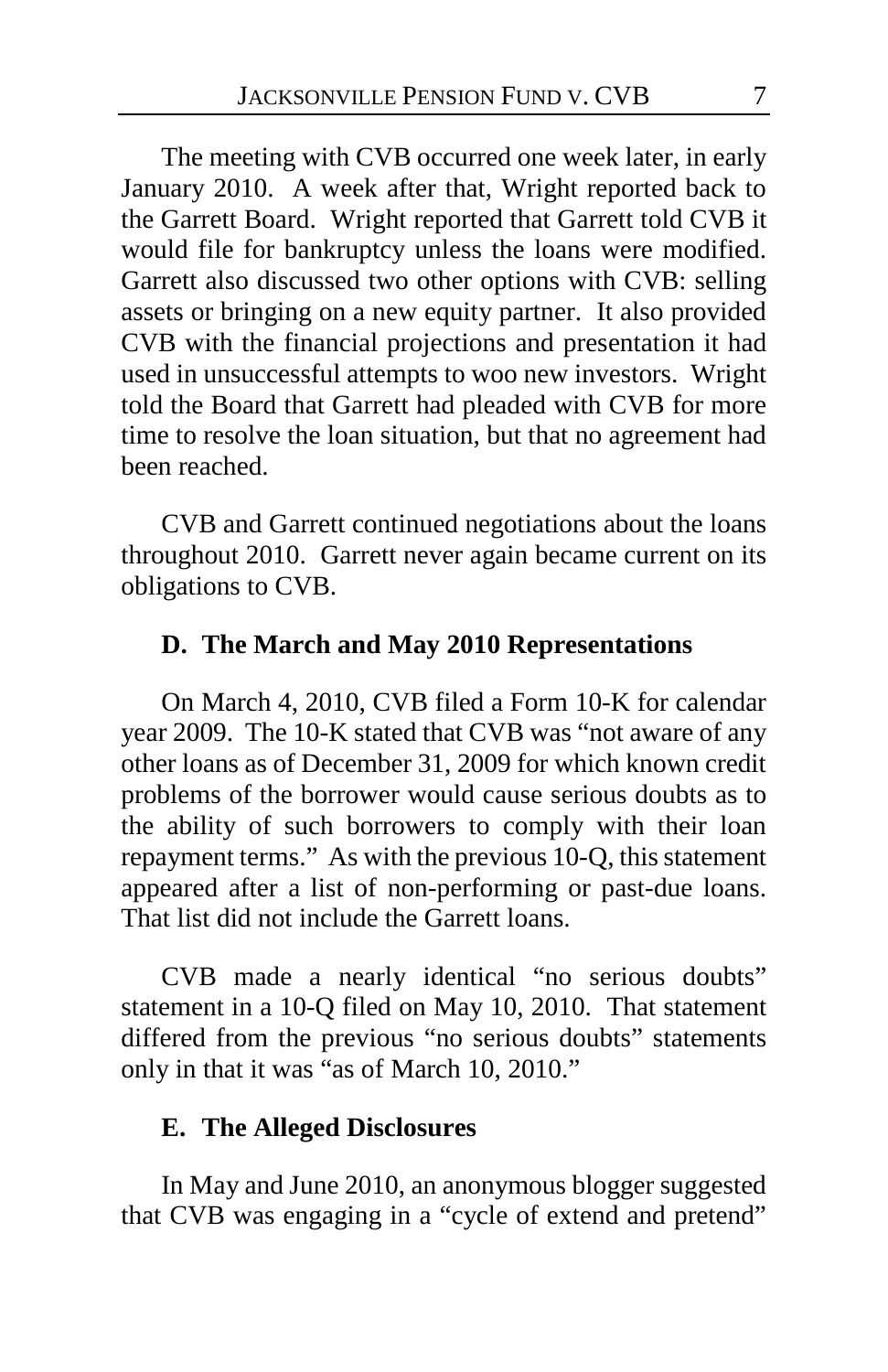The meeting with CVB occurred one week later, in early January 2010. A week after that, Wright reported back to the Garrett Board. Wright reported that Garrett told CVB it would file for bankruptcy unless the loans were modified. Garrett also discussed two other options with CVB: selling assets or bringing on a new equity partner. It also provided CVB with the financial projections and presentation it had used in unsuccessful attempts to woo new investors. Wright told the Board that Garrett had pleaded with CVB for more time to resolve the loan situation, but that no agreement had been reached.

CVB and Garrett continued negotiations about the loans throughout 2010. Garrett never again became current on its obligations to CVB.

### D. The March and May 2010 Representations

On March 4, 2010, CVB filed a Form 10-K for calendar year 2009. The 10-K stated that CVB was "not aware of any other loans as of December 31, 2009 for which known credit problems of the borrower would cause serious doubts as to the ability of such borrowers to comply with their loan repayment terms." As with the previous 10-Q, this statement appeared after a list of non-performing or past-due loans. That list did not include the Garrett loans.

CVB made a nearly identical "no serious doubts" statement in a 10-Q filed on May 10, 2010. That statement differed from the previous "no serious doubts" statements only in that it was "as of March 10, 2010."

### E. The Alleged Disclosures

In May and June 2010, an anonymous blogger suggested that CVB was engaging in a "cycle of extend and pretend"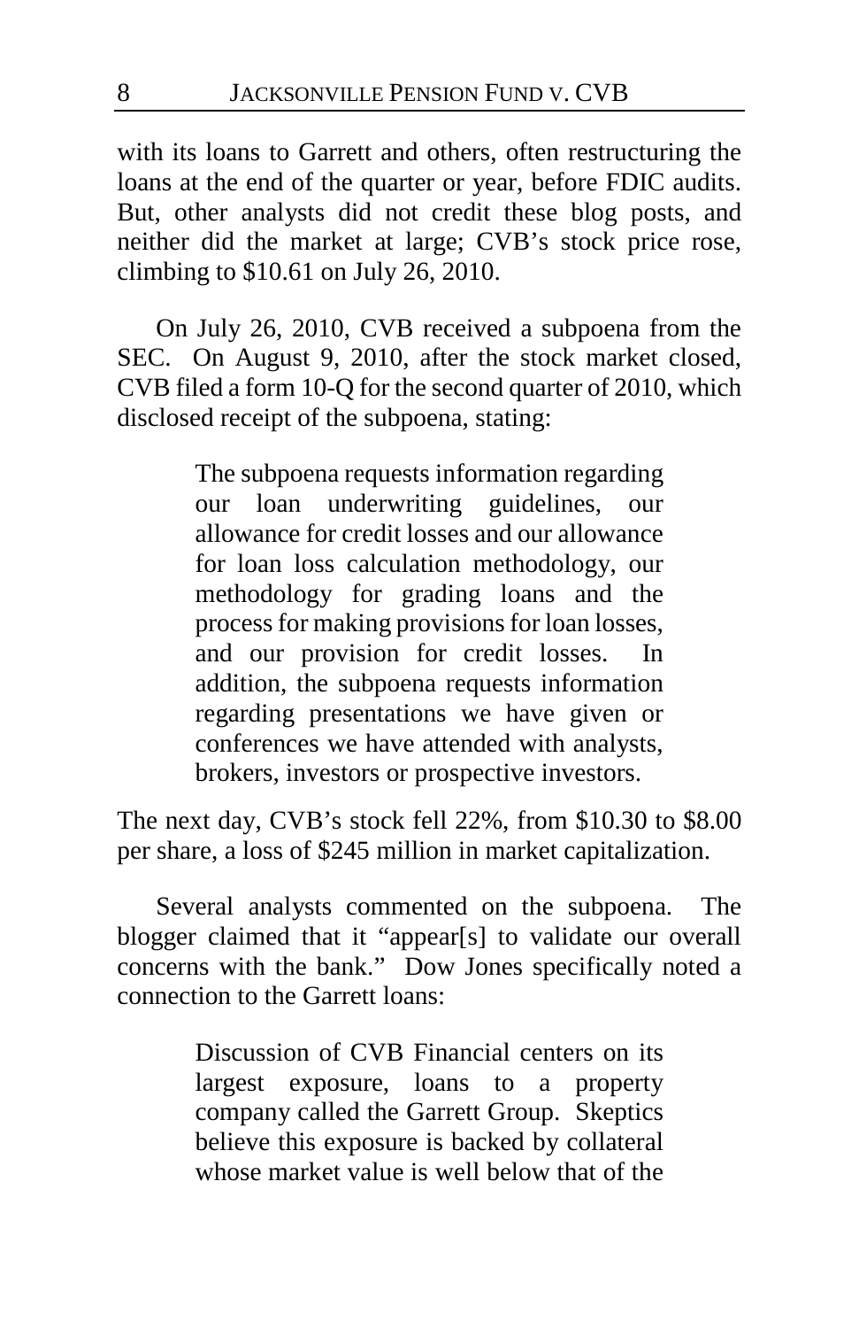with its loans to Garrett and others, often restructuring the loans at the end of the quarter or year, before FDIC audits. But, other analysts did not credit these blog posts, and neither did the market at large; CVB's stock price rose, climbing to $10.61 on July 26, 2010.

On July 26, 2010, CVB received a subpoena from the SEC. On August 9, 2010, after the stock market closed, CVB filed a form 10-Q for the second quarter of 2010, which disclosed receipt of the subpoena, stating:

> The subpoena requests information regarding our loan underwriting guidelines, our allowance for credit losses and our allowance for loan loss calculation methodology, our methodology for grading loans and the process for making provisions for loan losses, and our provision for credit losses. In addition, the subpoena requests information regarding presentations we have given or conferences we have attended with analysts, brokers, investors or prospective investors.

The next day, CVB's stock fell 22%, from $10.30 to $8.00 per share, a loss of $245 million in market capitalization.

Several analysts commented on the subpoena. The blogger claimed that it "appear[s] to validate our overall concerns with the bank." Dow Jones specifically noted a connection to the Garrett loans:

> Discussion of CVB Financial centers on its largest exposure, loans to a property company called the Garrett Group. Skeptics believe this exposure is backed by collateral whose market value is well below that of the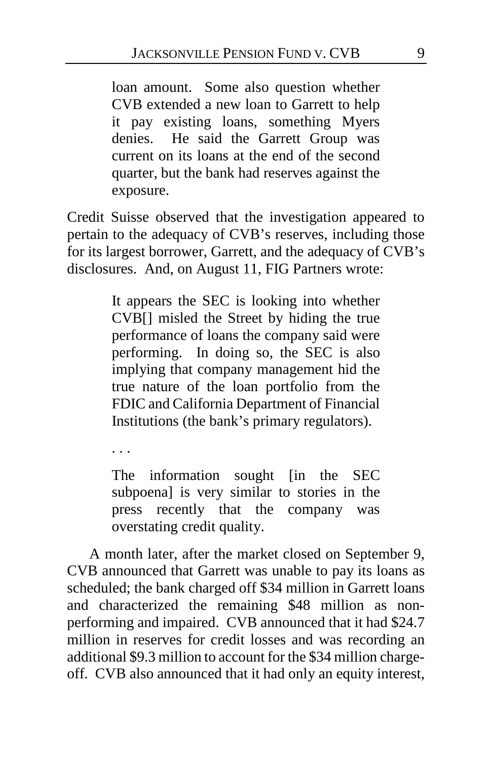> loan amount. Some also question whether CVB extended a new loan to Garrett to help it pay existing loans, something Myers denies. He said the Garrett Group was current on its loans at the end of the second quarter, but the bank had reserves against the exposure.

Credit Suisse observed that the investigation appeared to pertain to the adequacy of CVB's reserves, including those for its largest borrower, Garrett, and the adequacy of CVB's disclosures. And, on August 11, FIG Partners wrote:

> It appears the SEC is looking into whether CVB[] misled the Street by hiding the true performance of loans the company said were performing. In doing so, the SEC is also implying that company management hid the true nature of the loan portfolio from the FDIC and California Department of Financial Institutions (the bank's primary regulators).
>
> . . .
>
> The information sought [in the SEC subpoena] is very similar to stories in the press recently that the company was overstating credit quality.

A month later, after the market closed on September 9, CVB announced that Garrett was unable to pay its loans as scheduled; the bank charged off $34 million in Garrett loans and characterized the remaining $48 million as non-performing and impaired. CVB announced that it had $24.7 million in reserves for credit losses and was recording an additional $9.3 million to account for the $34 million charge-off. CVB also announced that it had only an equity interest,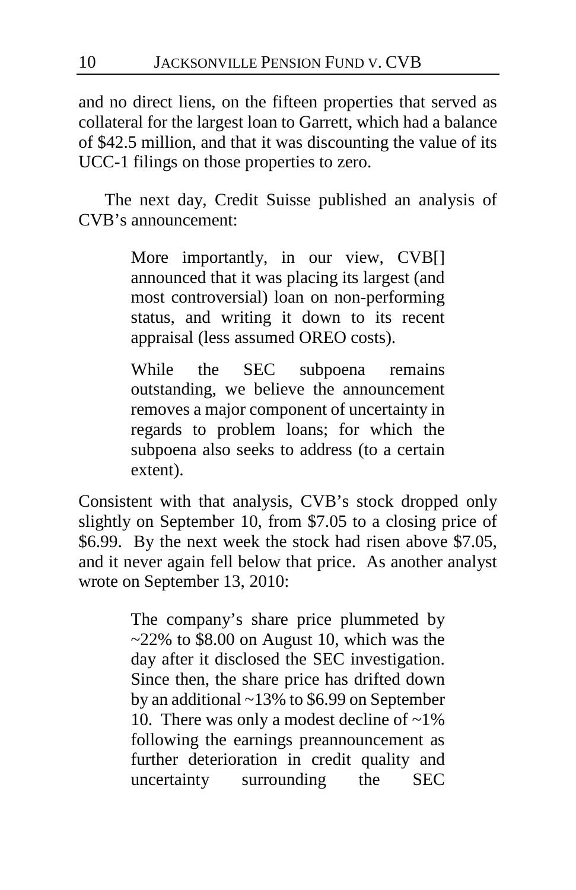and no direct liens, on the fifteen properties that served as collateral for the largest loan to Garrett, which had a balance of $42.5 million, and that it was discounting the value of its UCC-1 filings on those properties to zero.

The next day, Credit Suisse published an analysis of CVB's announcement:

> More importantly, in our view, CVB[] announced that it was placing its largest (and most controversial) loan on non-performing status, and writing it down to its recent appraisal (less assumed OREO costs).
>
> While the SEC subpoena remains outstanding, we believe the announcement removes a major component of uncertainty in regards to problem loans; for which the subpoena also seeks to address (to a certain extent).

Consistent with that analysis, CVB's stock dropped only slightly on September 10, from $7.05 to a closing price of $6.99. By the next week the stock had risen above $7.05, and it never again fell below that price. As another analyst wrote on September 13, 2010:

> The company's share price plummeted by ~22% to $8.00 on August 10, which was the day after it disclosed the SEC investigation. Since then, the share price has drifted down by an additional ~13% to $6.99 on September 10. There was only a modest decline of ~1% following the earnings preannouncement as further deterioration in credit quality and uncertainty surrounding the SEC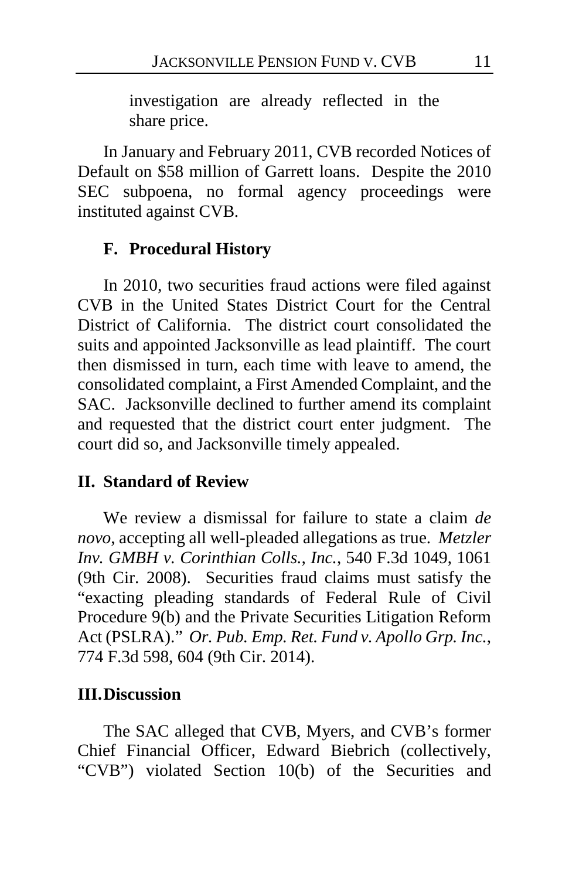investigation are already reflected in the share price.

In January and February 2011, CVB recorded Notices of Default on $58 million of Garrett loans. Despite the 2010 SEC subpoena, no formal agency proceedings were instituted against CVB.

### F. Procedural History

In 2010, two securities fraud actions were filed against CVB in the United States District Court for the Central District of California. The district court consolidated the suits and appointed Jacksonville as lead plaintiff. The court then dismissed in turn, each time with leave to amend, the consolidated complaint, a First Amended Complaint, and the SAC. Jacksonville declined to further amend its complaint and requested that the district court enter judgment. The court did so, and Jacksonville timely appealed.

## II. Standard of Review

We review a dismissal for failure to state a claim *de novo*, accepting all well-pleaded allegations as true. *Metzler Inv. GMBH v. Corinthian Colls., Inc.*, 540 F.3d 1049, 1061 (9th Cir. 2008). Securities fraud claims must satisfy the "exacting pleading standards of Federal Rule of Civil Procedure 9(b) and the Private Securities Litigation Reform Act (PSLRA)." *Or. Pub. Emp. Ret. Fund v. Apollo Grp. Inc.*, 774 F.3d 598, 604 (9th Cir. 2014).

## III. Discussion

The SAC alleged that CVB, Myers, and CVB's former Chief Financial Officer, Edward Biebrich (collectively, "CVB") violated Section 10(b) of the Securities and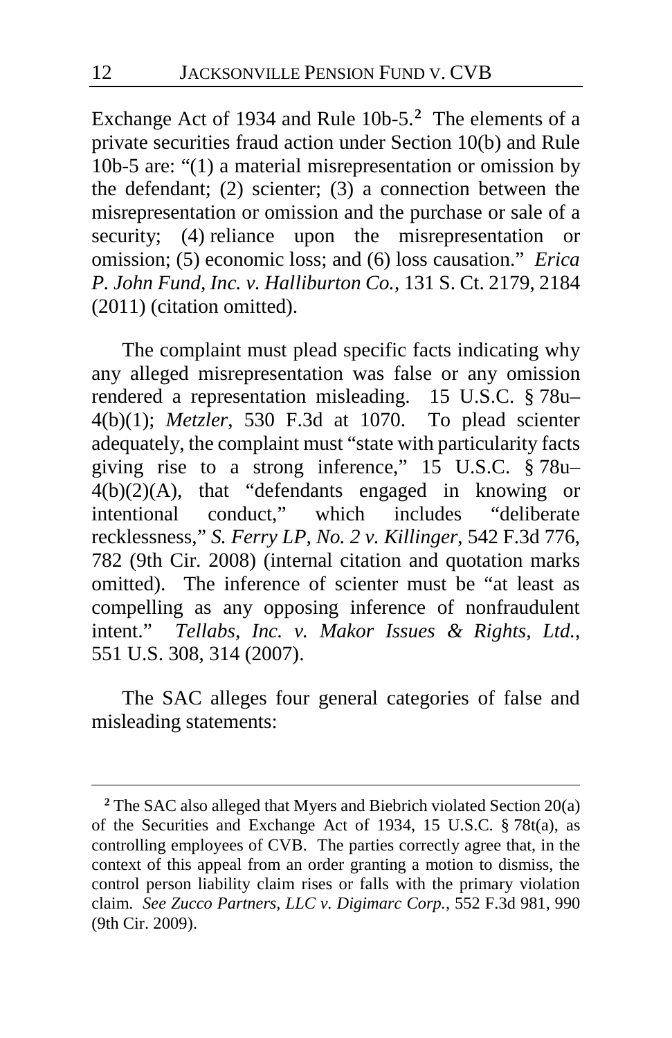Exchange Act of 1934 and Rule 10b-5.[2] The elements of a private securities fraud action under Section 10(b) and Rule 10b-5 are: "(1) a material misrepresentation or omission by the defendant; (2) scienter; (3) a connection between the misrepresentation or omission and the purchase or sale of a security; (4) reliance upon the misrepresentation or omission; (5) economic loss; and (6) loss causation." *Erica P. John Fund, Inc. v. Halliburton Co.*, 131 S. Ct. 2179, 2184 (2011) (citation omitted).

The complaint must plead specific facts indicating why any alleged misrepresentation was false or any omission rendered a representation misleading. 15 U.S.C. § 78u–4(b)(1); *Metzler*, 530 F.3d at 1070. To plead scienter adequately, the complaint must "state with particularity facts giving rise to a strong inference," 15 U.S.C. § 78u–4(b)(2)(A), that "defendants engaged in knowing or intentional conduct," which includes "deliberate recklessness," *S. Ferry LP, No. 2 v. Killinger*, 542 F.3d 776, 782 (9th Cir. 2008) (internal citation and quotation marks omitted). The inference of scienter must be "at least as compelling as any opposing inference of nonfraudulent intent." *Tellabs, Inc. v. Makor Issues & Rights, Ltd.*, 551 U.S. 308, 314 (2007).

The SAC alleges four general categories of false and misleading statements:

---

[2] The SAC also alleged that Myers and Biebrich violated Section 20(a) of the Securities and Exchange Act of 1934, 15 U.S.C. § 78t(a), as controlling employees of CVB. The parties correctly agree that, in the context of this appeal from an order granting a motion to dismiss, the control person liability claim rises or falls with the primary violation claim. *See Zucco Partners, LLC v. Digimarc Corp.*, 552 F.3d 981, 990 (9th Cir. 2009).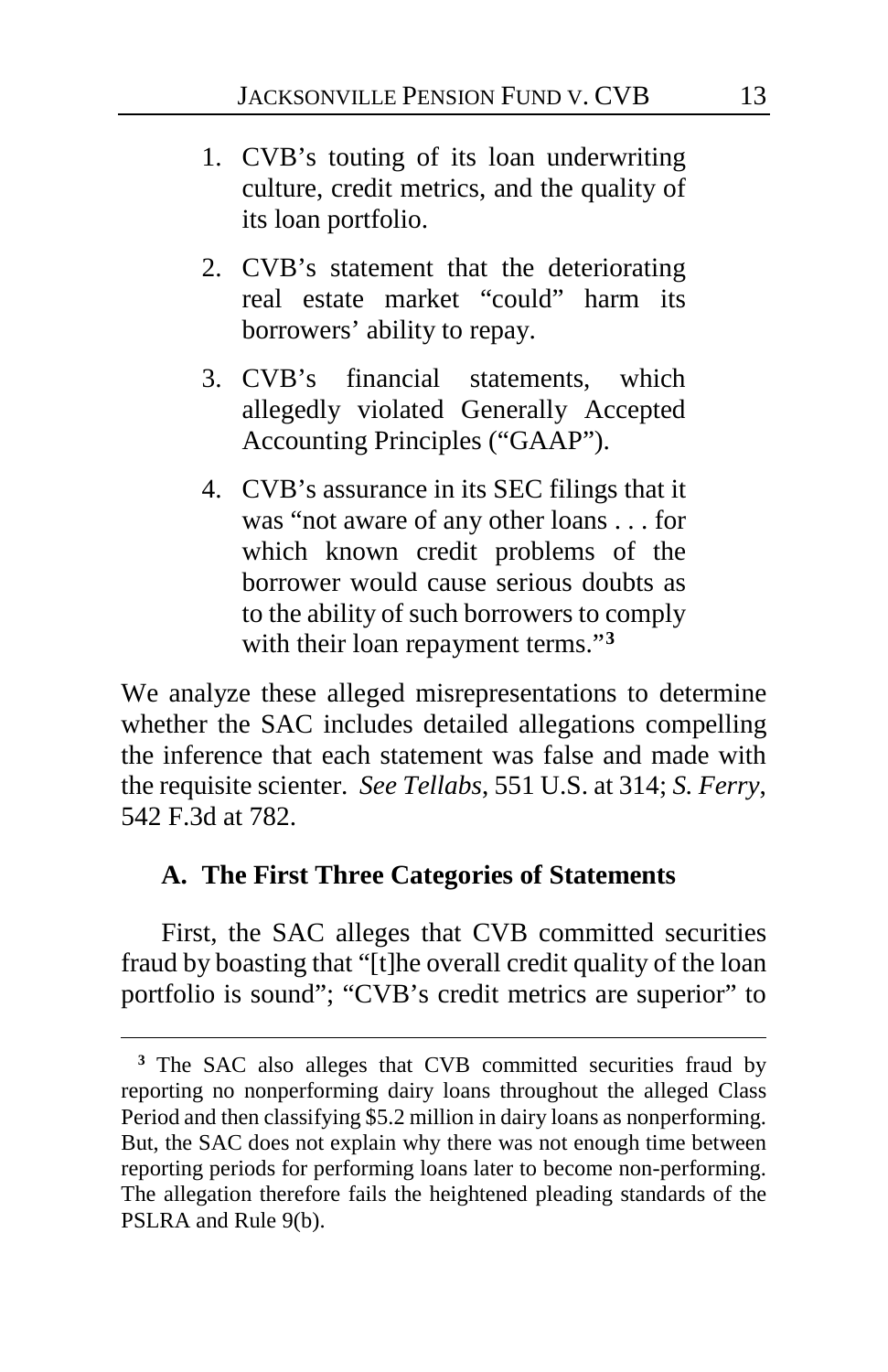1. CVB's touting of its loan underwriting culture, credit metrics, and the quality of its loan portfolio.
2. CVB's statement that the deteriorating real estate market "could" harm its borrowers' ability to repay.
3. CVB's financial statements, which allegedly violated Generally Accepted Accounting Principles ("GAAP").
4. CVB's assurance in its SEC filings that it was "not aware of any other loans . . . for which known credit problems of the borrower would cause serious doubts as to the ability of such borrowers to comply with their loan repayment terms."[3]

We analyze these alleged misrepresentations to determine whether the SAC includes detailed allegations compelling the inference that each statement was false and made with the requisite scienter. *See Tellabs*, 551 U.S. at 314; *S. Ferry*, 542 F.3d at 782.

### A. The First Three Categories of Statements

First, the SAC alleges that CVB committed securities fraud by boasting that "[t]he overall credit quality of the loan portfolio is sound"; "CVB's credit metrics are superior" to

[3] The SAC also alleges that CVB committed securities fraud by reporting no nonperforming dairy loans throughout the alleged Class Period and then classifying $5.2 million in dairy loans as nonperforming. But, the SAC does not explain why there was not enough time between reporting periods for performing loans later to become non-performing. The allegation therefore fails the heightened pleading standards of the PSLRA and Rule 9(b).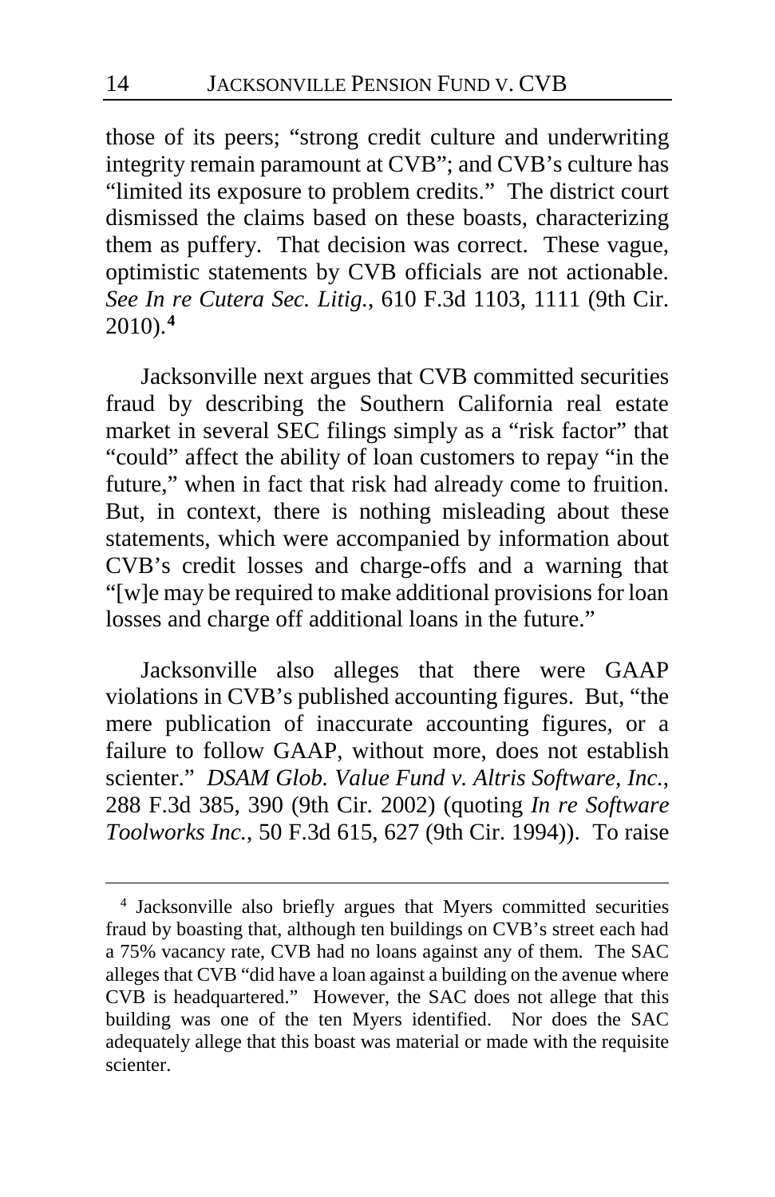those of its peers; "strong credit culture and underwriting integrity remain paramount at CVB"; and CVB's culture has "limited its exposure to problem credits." The district court dismissed the claims based on these boasts, characterizing them as puffery. That decision was correct. These vague, optimistic statements by CVB officials are not actionable. *See In re Cutera Sec. Litig.*, 610 F.3d 1103, 1111 (9th Cir. 2010).[4]

Jacksonville next argues that CVB committed securities fraud by describing the Southern California real estate market in several SEC filings simply as a "risk factor" that "could" affect the ability of loan customers to repay "in the future," when in fact that risk had already come to fruition. But, in context, there is nothing misleading about these statements, which were accompanied by information about CVB's credit losses and charge-offs and a warning that "[w]e may be required to make additional provisions for loan losses and charge off additional loans in the future."

Jacksonville also alleges that there were GAAP violations in CVB's published accounting figures. But, "the mere publication of inaccurate accounting figures, or a failure to follow GAAP, without more, does not establish scienter." *DSAM Glob. Value Fund v. Altris Software, Inc.*, 288 F.3d 385, 390 (9th Cir. 2002) (quoting *In re Software Toolworks Inc.*, 50 F.3d 615, 627 (9th Cir. 1994)). To raise

[4] Jacksonville also briefly argues that Myers committed securities fraud by boasting that, although ten buildings on CVB's street each had a 75% vacancy rate, CVB had no loans against any of them. The SAC alleges that CVB "did have a loan against a building on the avenue where CVB is headquartered." However, the SAC does not allege that this building was one of the ten Myers identified. Nor does the SAC adequately allege that this boast was material or made with the requisite scienter.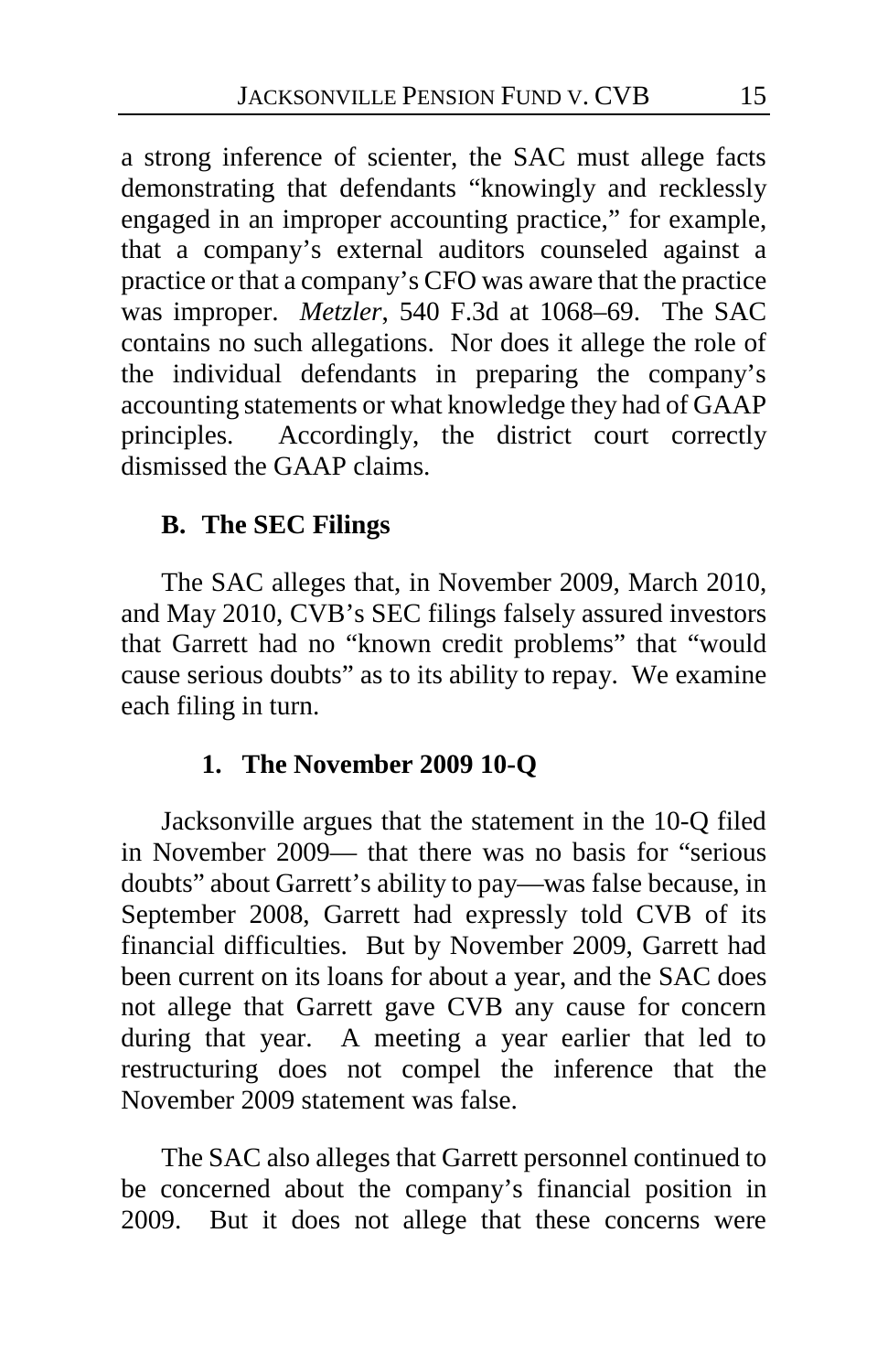a strong inference of scienter, the SAC must allege facts demonstrating that defendants "knowingly and recklessly engaged in an improper accounting practice," for example, that a company's external auditors counseled against a practice or that a company's CFO was aware that the practice was improper. *Metzler*, 540 F.3d at 1068–69. The SAC contains no such allegations. Nor does it allege the role of the individual defendants in preparing the company's accounting statements or what knowledge they had of GAAP principles. Accordingly, the district court correctly dismissed the GAAP claims.

### B. The SEC Filings

The SAC alleges that, in November 2009, March 2010, and May 2010, CVB's SEC filings falsely assured investors that Garrett had no "known credit problems" that "would cause serious doubts" as to its ability to repay. We examine each filing in turn.

#### 1. The November 2009 10-Q

Jacksonville argues that the statement in the 10-Q filed in November 2009— that there was no basis for "serious doubts" about Garrett's ability to pay—was false because, in September 2008, Garrett had expressly told CVB of its financial difficulties. But by November 2009, Garrett had been current on its loans for about a year, and the SAC does not allege that Garrett gave CVB any cause for concern during that year. A meeting a year earlier that led to restructuring does not compel the inference that the November 2009 statement was false.

The SAC also alleges that Garrett personnel continued to be concerned about the company's financial position in 2009. But it does not allege that these concerns were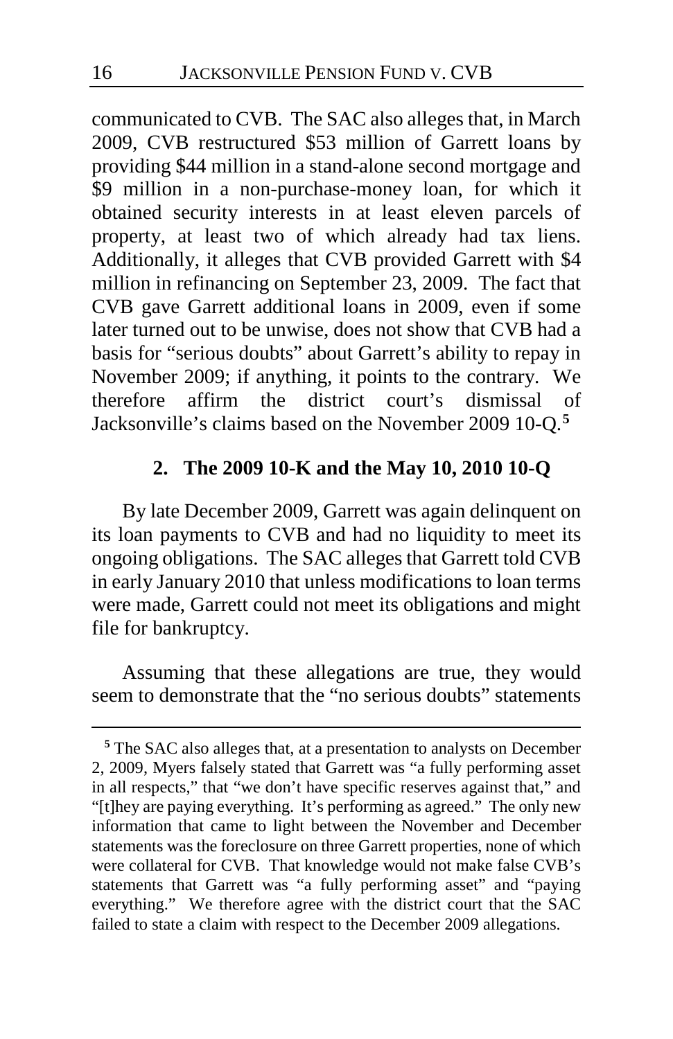communicated to CVB. The SAC also alleges that, in March 2009, CVB restructured \$53 million of Garrett loans by providing \$44 million in a stand-alone second mortgage and \$9 million in a non-purchase-money loan, for which it obtained security interests in at least eleven parcels of property, at least two of which already had tax liens. Additionally, it alleges that CVB provided Garrett with \$4 million in refinancing on September 23, 2009. The fact that CVB gave Garrett additional loans in 2009, even if some later turned out to be unwise, does not show that CVB had a basis for "serious doubts" about Garrett's ability to repay in November 2009; if anything, it points to the contrary. We therefore affirm the district court's dismissal of Jacksonville's claims based on the November 2009 10-Q.[5]

### 2. The 2009 10-K and the May 10, 2010 10-Q

By late December 2009, Garrett was again delinquent on its loan payments to CVB and had no liquidity to meet its ongoing obligations. The SAC alleges that Garrett told CVB in early January 2010 that unless modifications to loan terms were made, Garrett could not meet its obligations and might file for bankruptcy.

Assuming that these allegations are true, they would seem to demonstrate that the "no serious doubts" statements

---

[5] The SAC also alleges that, at a presentation to analysts on December 2, 2009, Myers falsely stated that Garrett was "a fully performing asset in all respects," that "we don't have specific reserves against that," and "[t]hey are paying everything. It's performing as agreed." The only new information that came to light between the November and December statements was the foreclosure on three Garrett properties, none of which were collateral for CVB. That knowledge would not make false CVB's statements that Garrett was "a fully performing asset" and "paying everything." We therefore agree with the district court that the SAC failed to state a claim with respect to the December 2009 allegations.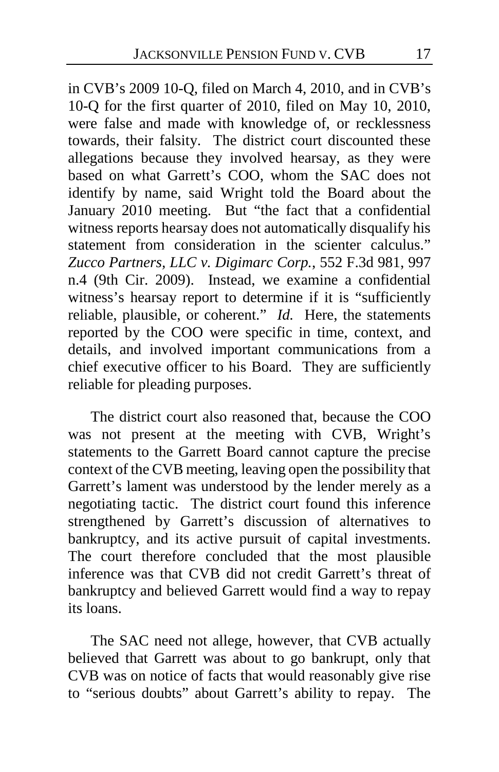in CVB's 2009 10-Q, filed on March 4, 2010, and in CVB's 10-Q for the first quarter of 2010, filed on May 10, 2010, were false and made with knowledge of, or recklessness towards, their falsity. The district court discounted these allegations because they involved hearsay, as they were based on what Garrett's COO, whom the SAC does not identify by name, said Wright told the Board about the January 2010 meeting. But "the fact that a confidential witness reports hearsay does not automatically disqualify his statement from consideration in the scienter calculus." *Zucco Partners, LLC v. Digimarc Corp.*, 552 F.3d 981, 997 n.4 (9th Cir. 2009). Instead, we examine a confidential witness's hearsay report to determine if it is "sufficiently reliable, plausible, or coherent." *Id.* Here, the statements reported by the COO were specific in time, context, and details, and involved important communications from a chief executive officer to his Board. They are sufficiently reliable for pleading purposes.

The district court also reasoned that, because the COO was not present at the meeting with CVB, Wright's statements to the Garrett Board cannot capture the precise context of the CVB meeting, leaving open the possibility that Garrett's lament was understood by the lender merely as a negotiating tactic. The district court found this inference strengthened by Garrett's discussion of alternatives to bankruptcy, and its active pursuit of capital investments. The court therefore concluded that the most plausible inference was that CVB did not credit Garrett's threat of bankruptcy and believed Garrett would find a way to repay its loans.

The SAC need not allege, however, that CVB actually believed that Garrett was about to go bankrupt, only that CVB was on notice of facts that would reasonably give rise to "serious doubts" about Garrett's ability to repay. The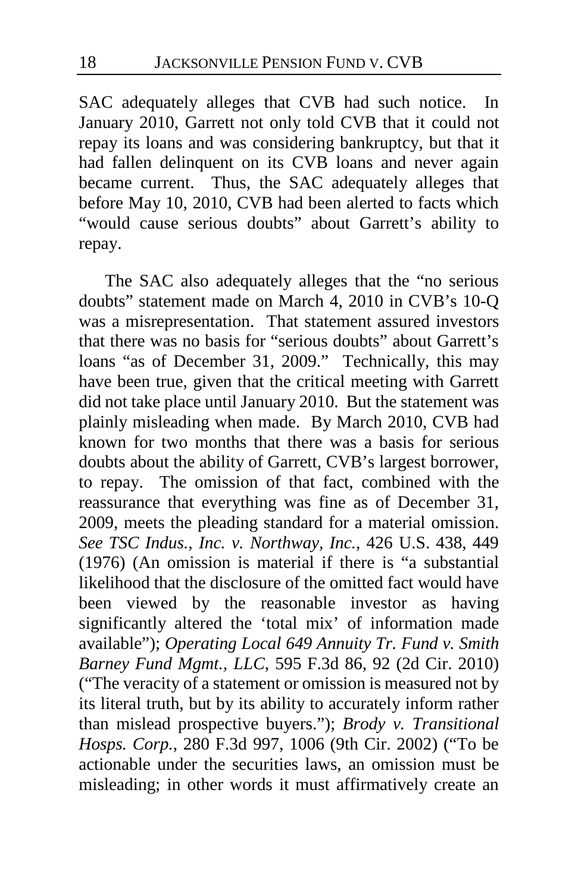SAC adequately alleges that CVB had such notice. In January 2010, Garrett not only told CVB that it could not repay its loans and was considering bankruptcy, but that it had fallen delinquent on its CVB loans and never again became current. Thus, the SAC adequately alleges that before May 10, 2010, CVB had been alerted to facts which "would cause serious doubts" about Garrett's ability to repay.

The SAC also adequately alleges that the "no serious doubts" statement made on March 4, 2010 in CVB's 10-Q was a misrepresentation. That statement assured investors that there was no basis for "serious doubts" about Garrett's loans "as of December 31, 2009." Technically, this may have been true, given that the critical meeting with Garrett did not take place until January 2010. But the statement was plainly misleading when made. By March 2010, CVB had known for two months that there was a basis for serious doubts about the ability of Garrett, CVB's largest borrower, to repay. The omission of that fact, combined with the reassurance that everything was fine as of December 31, 2009, meets the pleading standard for a material omission. *See TSC Indus., Inc. v. Northway, Inc.*, 426 U.S. 438, 449 (1976) (An omission is material if there is "a substantial likelihood that the disclosure of the omitted fact would have been viewed by the reasonable investor as having significantly altered the 'total mix' of information made available"); *Operating Local 649 Annuity Tr. Fund v. Smith Barney Fund Mgmt., LLC*, 595 F.3d 86, 92 (2d Cir. 2010) ("The veracity of a statement or omission is measured not by its literal truth, but by its ability to accurately inform rather than mislead prospective buyers."); *Brody v. Transitional Hosps. Corp.*, 280 F.3d 997, 1006 (9th Cir. 2002) ("To be actionable under the securities laws, an omission must be misleading; in other words it must affirmatively create an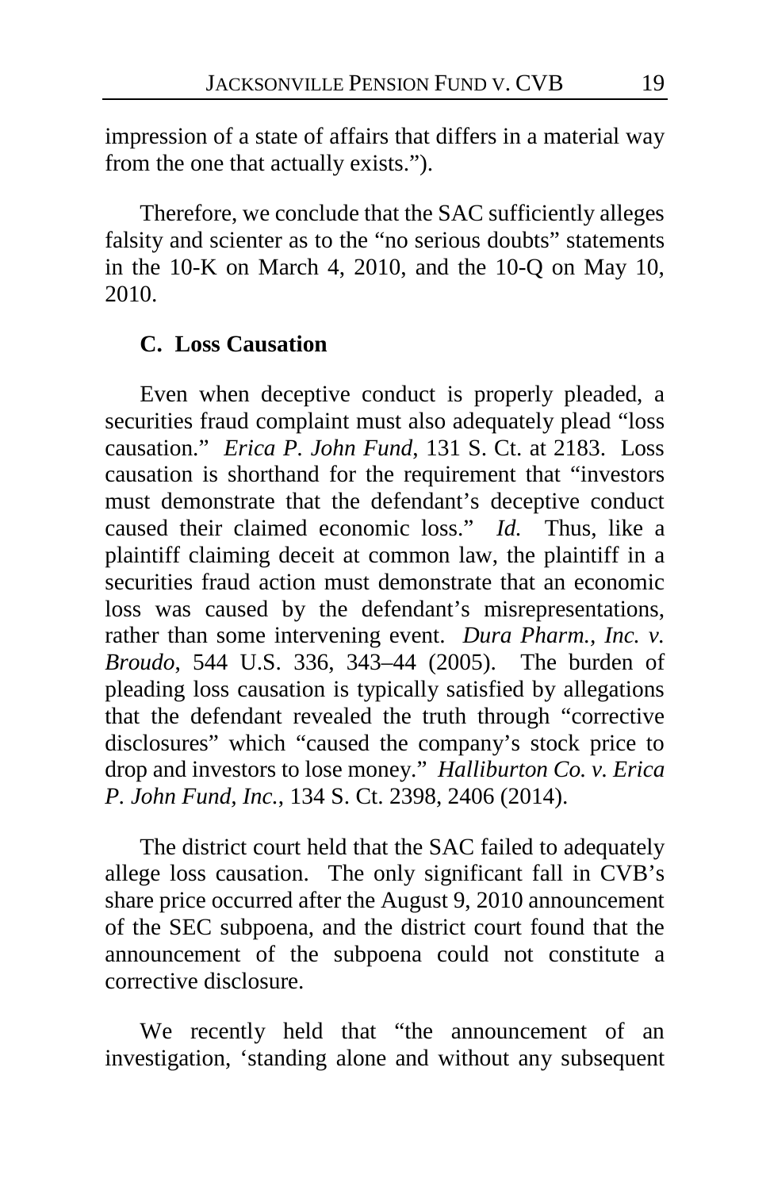impression of a state of affairs that differs in a material way from the one that actually exists.").

Therefore, we conclude that the SAC sufficiently alleges falsity and scienter as to the "no serious doubts" statements in the 10-K on March 4, 2010, and the 10-Q on May 10, 2010.

### C. Loss Causation

Even when deceptive conduct is properly pleaded, a securities fraud complaint must also adequately plead "loss causation." *Erica P. John Fund*, 131 S. Ct. at 2183. Loss causation is shorthand for the requirement that "investors must demonstrate that the defendant's deceptive conduct caused their claimed economic loss." *Id.* Thus, like a plaintiff claiming deceit at common law, the plaintiff in a securities fraud action must demonstrate that an economic loss was caused by the defendant's misrepresentations, rather than some intervening event. *Dura Pharm., Inc. v. Broudo*, 544 U.S. 336, 343–44 (2005). The burden of pleading loss causation is typically satisfied by allegations that the defendant revealed the truth through "corrective disclosures" which "caused the company's stock price to drop and investors to lose money." *Halliburton Co. v. Erica P. John Fund, Inc.*, 134 S. Ct. 2398, 2406 (2014).

The district court held that the SAC failed to adequately allege loss causation. The only significant fall in CVB's share price occurred after the August 9, 2010 announcement of the SEC subpoena, and the district court found that the announcement of the subpoena could not constitute a corrective disclosure.

We recently held that "the announcement of an investigation, 'standing alone and without any subsequent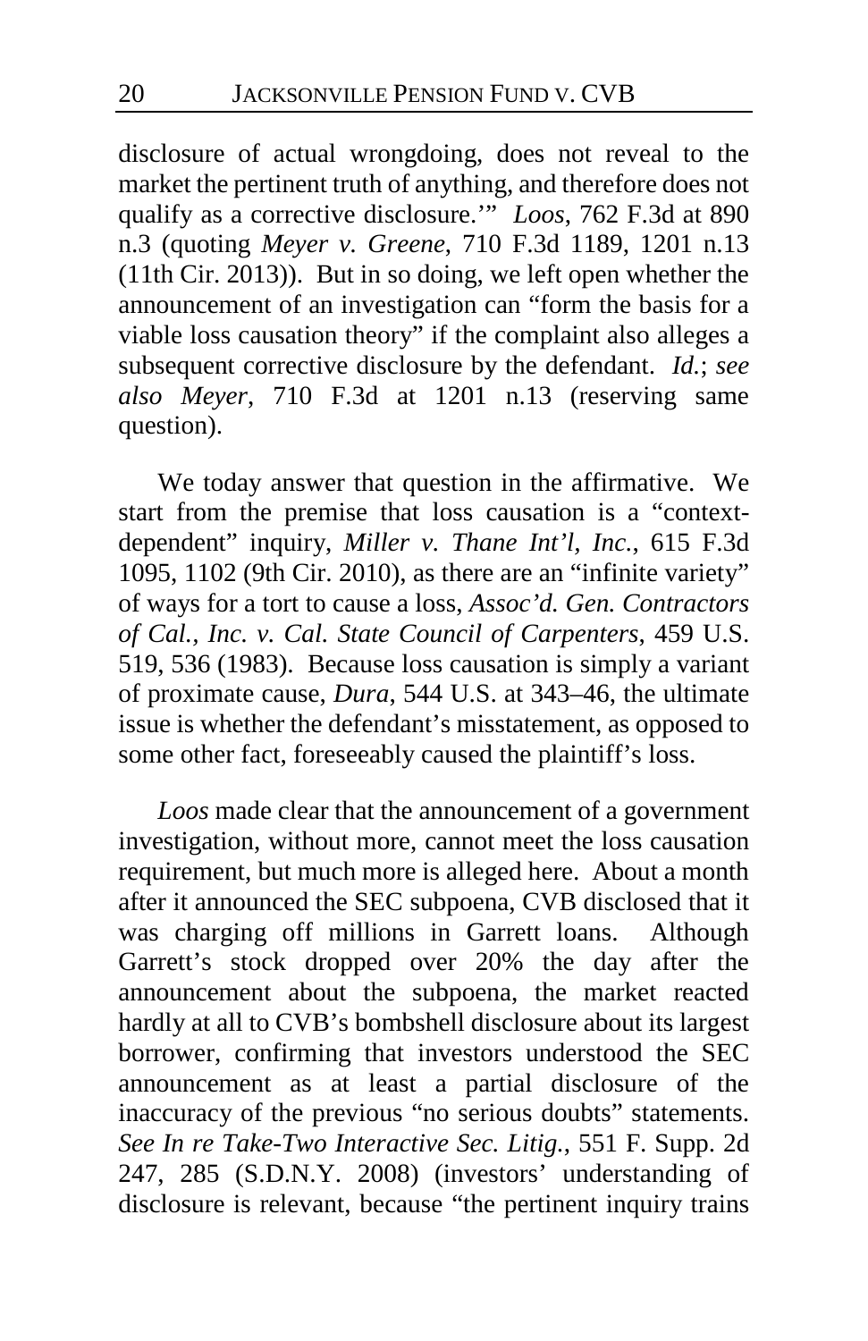disclosure of actual wrongdoing, does not reveal to the market the pertinent truth of anything, and therefore does not qualify as a corrective disclosure.'" *Loos*, 762 F.3d at 890 n.3 (quoting *Meyer v. Greene*, 710 F.3d 1189, 1201 n.13 (11th Cir. 2013)). But in so doing, we left open whether the announcement of an investigation can "form the basis for a viable loss causation theory" if the complaint also alleges a subsequent corrective disclosure by the defendant. *Id.*; *see also Meyer*, 710 F.3d at 1201 n.13 (reserving same question).

We today answer that question in the affirmative. We start from the premise that loss causation is a "context-dependent" inquiry, *Miller v. Thane Int'l, Inc.*, 615 F.3d 1095, 1102 (9th Cir. 2010), as there are an "infinite variety" of ways for a tort to cause a loss, *Assoc'd. Gen. Contractors of Cal., Inc. v. Cal. State Council of Carpenters*, 459 U.S. 519, 536 (1983). Because loss causation is simply a variant of proximate cause, *Dura*, 544 U.S. at 343–46, the ultimate issue is whether the defendant's misstatement, as opposed to some other fact, foreseeably caused the plaintiff's loss.

*Loos* made clear that the announcement of a government investigation, without more, cannot meet the loss causation requirement, but much more is alleged here. About a month after it announced the SEC subpoena, CVB disclosed that it was charging off millions in Garrett loans. Although Garrett's stock dropped over 20% the day after the announcement about the subpoena, the market reacted hardly at all to CVB's bombshell disclosure about its largest borrower, confirming that investors understood the SEC announcement as at least a partial disclosure of the inaccuracy of the previous "no serious doubts" statements. *See In re Take-Two Interactive Sec. Litig.*, 551 F. Supp. 2d 247, 285 (S.D.N.Y. 2008) (investors' understanding of disclosure is relevant, because "the pertinent inquiry trains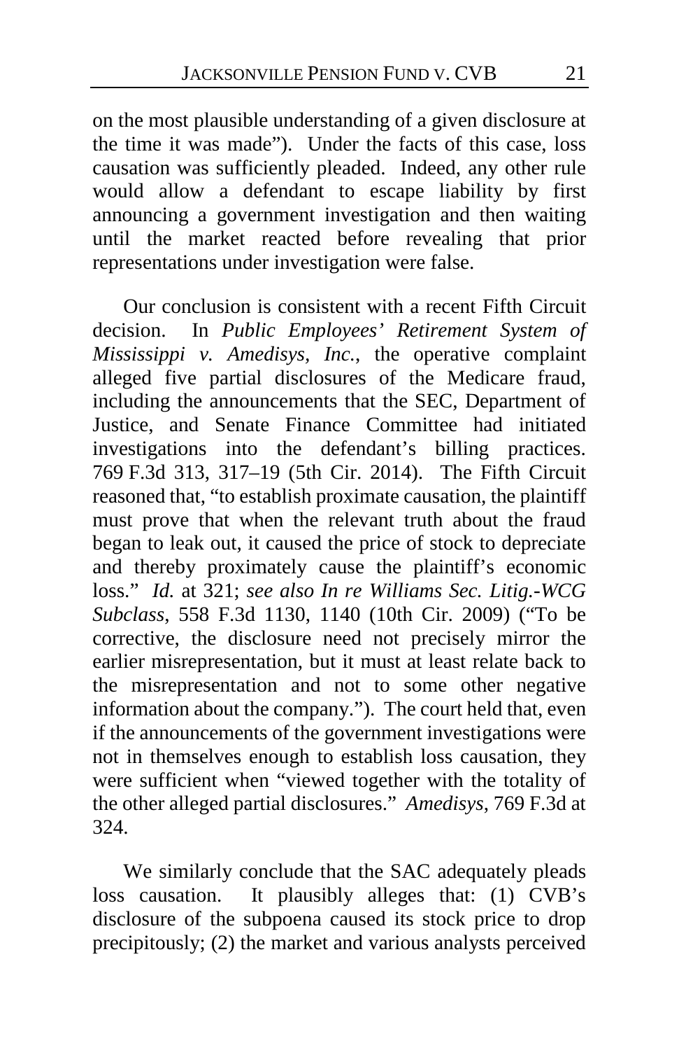on the most plausible understanding of a given disclosure at the time it was made"). Under the facts of this case, loss causation was sufficiently pleaded. Indeed, any other rule would allow a defendant to escape liability by first announcing a government investigation and then waiting until the market reacted before revealing that prior representations under investigation were false.

Our conclusion is consistent with a recent Fifth Circuit decision. In *Public Employees' Retirement System of Mississippi v. Amedisys, Inc.*, the operative complaint alleged five partial disclosures of the Medicare fraud, including the announcements that the SEC, Department of Justice, and Senate Finance Committee had initiated investigations into the defendant's billing practices. 769 F.3d 313, 317–19 (5th Cir. 2014). The Fifth Circuit reasoned that, "to establish proximate causation, the plaintiff must prove that when the relevant truth about the fraud began to leak out, it caused the price of stock to depreciate and thereby proximately cause the plaintiff's economic loss." *Id.* at 321; *see also In re Williams Sec. Litig.-WCG Subclass*, 558 F.3d 1130, 1140 (10th Cir. 2009) ("To be corrective, the disclosure need not precisely mirror the earlier misrepresentation, but it must at least relate back to the misrepresentation and not to some other negative information about the company."). The court held that, even if the announcements of the government investigations were not in themselves enough to establish loss causation, they were sufficient when "viewed together with the totality of the other alleged partial disclosures." *Amedisys*, 769 F.3d at 324.

We similarly conclude that the SAC adequately pleads loss causation. It plausibly alleges that: (1) CVB's disclosure of the subpoena caused its stock price to drop precipitously; (2) the market and various analysts perceived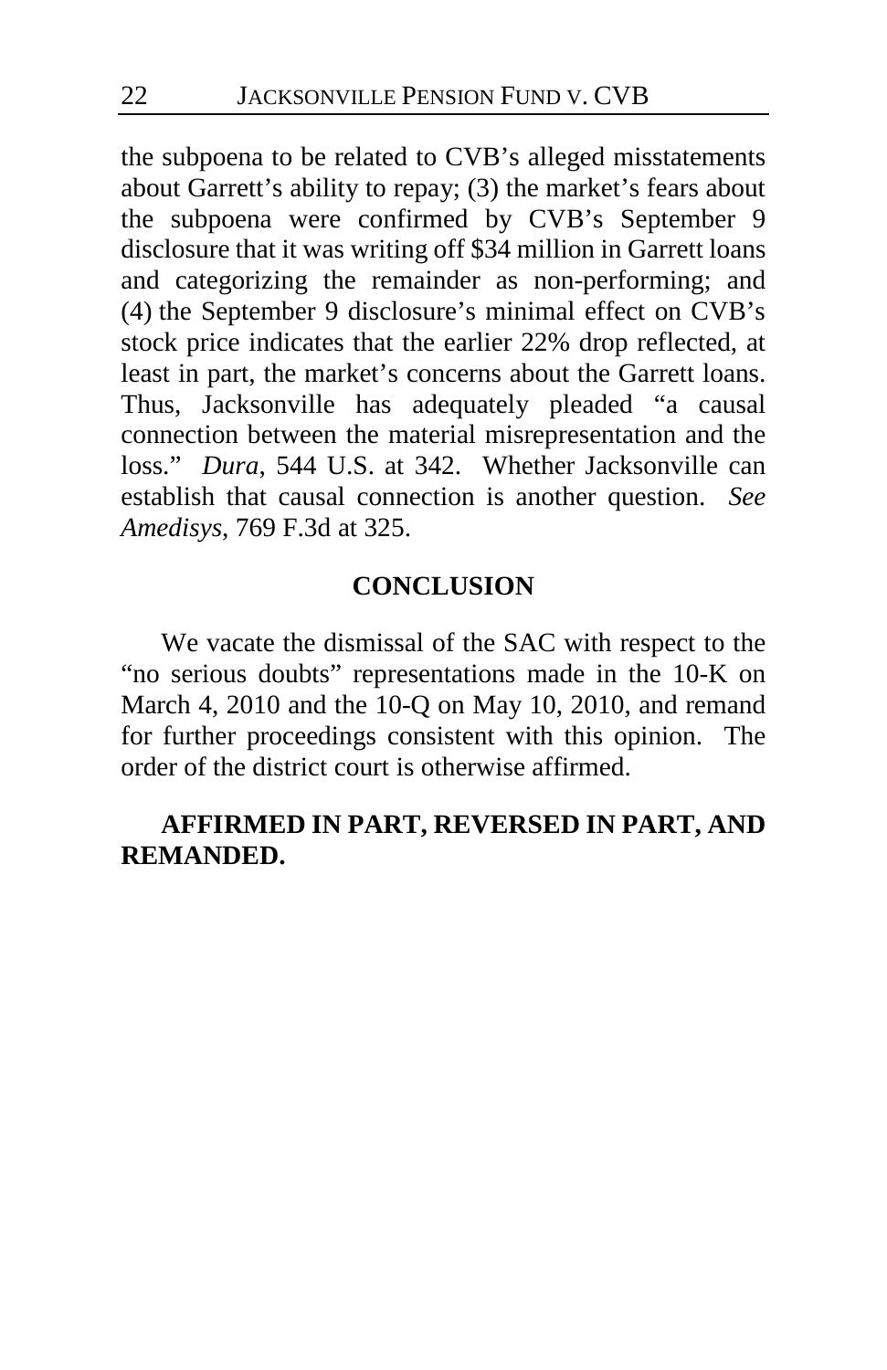the subpoena to be related to CVB's alleged misstatements about Garrett's ability to repay; (3) the market's fears about the subpoena were confirmed by CVB's September 9 disclosure that it was writing off $34 million in Garrett loans and categorizing the remainder as non-performing; and (4) the September 9 disclosure's minimal effect on CVB's stock price indicates that the earlier 22% drop reflected, at least in part, the market's concerns about the Garrett loans. Thus, Jacksonville has adequately pleaded "a causal connection between the material misrepresentation and the loss." *Dura*, 544 U.S. at 342. Whether Jacksonville can establish that causal connection is another question. *See Amedisys*, 769 F.3d at 325.

## CONCLUSION

We vacate the dismissal of the SAC with respect to the "no serious doubts" representations made in the 10-K on March 4, 2010 and the 10-Q on May 10, 2010, and remand for further proceedings consistent with this opinion. The order of the district court is otherwise affirmed.

**AFFIRMED IN PART, REVERSED IN PART, AND REMANDED.**